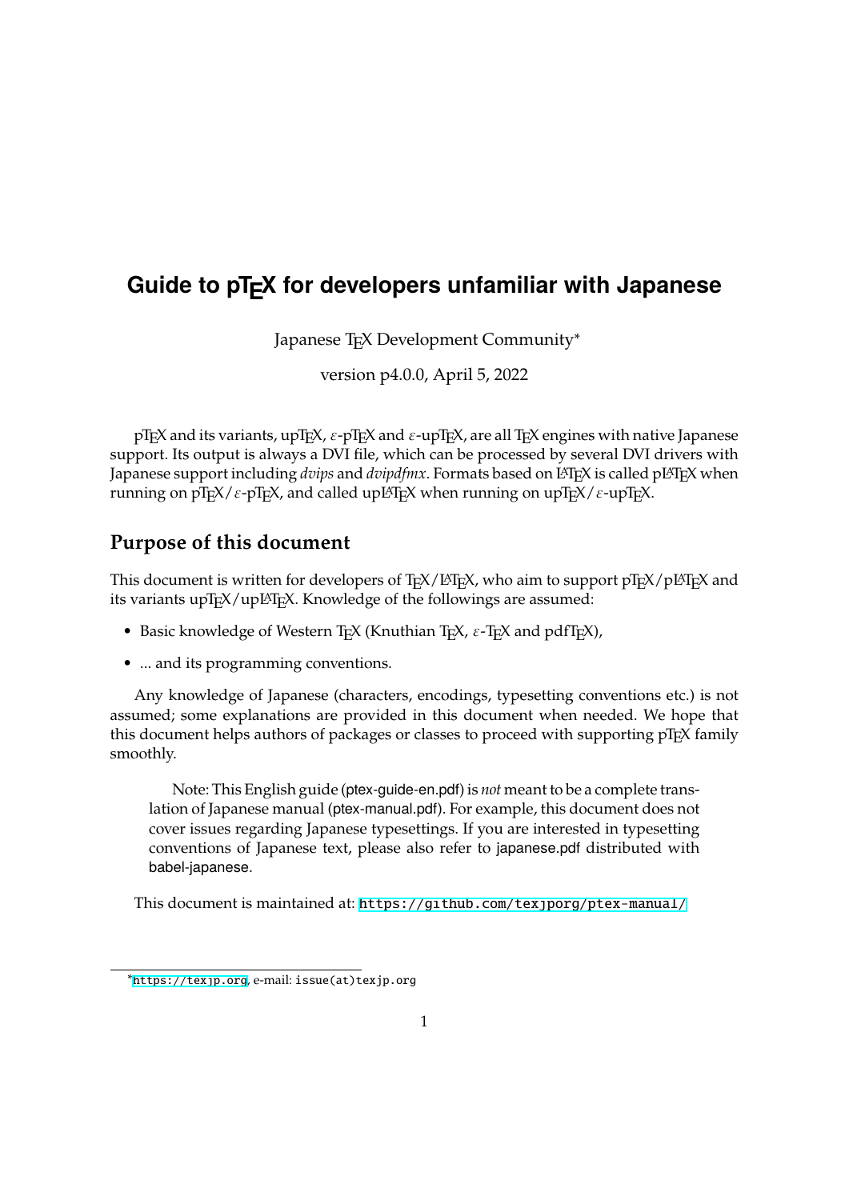# Guide to pTEX for developers unfamiliar with Japanese

Japanese TEX Development Community*

version p4.0.0, April 5, 2022

pTEX and its variants, upTEX, ε-pTEX and ε-upTEX, are all TEX engines with native Japanese support. Its output is always a DVI file, which can be processed by several DVI drivers with Japanese support including *dvips* and *dvipdfmx*. Formats based on LATEX is called pLATEX when running on pTEX/ε-pTEX, and called upLATEX when running on upTEX/ε-upTEX.

## Purpose of this document

This document is written for developers of TEX/LATEX, who aim to support pTEX/pLATEX and its variants upTEX/upLATEX. Knowledge of the followings are assumed:

- Basic knowledge of Western TEX (Knuthian TEX, ε-TEX and pdfTEX),
- ... and its programming conventions.

Any knowledge of Japanese (characters, encodings, typesetting conventions etc.) is not assumed; some explanations are provided in this document when needed. We hope that this document helps authors of packages or classes to proceed with supporting pTEX family smoothly.

> Note: This English guide (ptex-guide-en.pdf) is *not* meant to be a complete translation of Japanese manual (ptex-manual.pdf). For example, this document does not cover issues regarding Japanese typesettings. If you are interested in typesetting conventions of Japanese text, please also refer to japanese.pdf distributed with babel-japanese.

This document is maintained at: https://github.com/texjporg/ptex-manual/

---

* https://texjp.org, e-mail: issue(at)texjp.org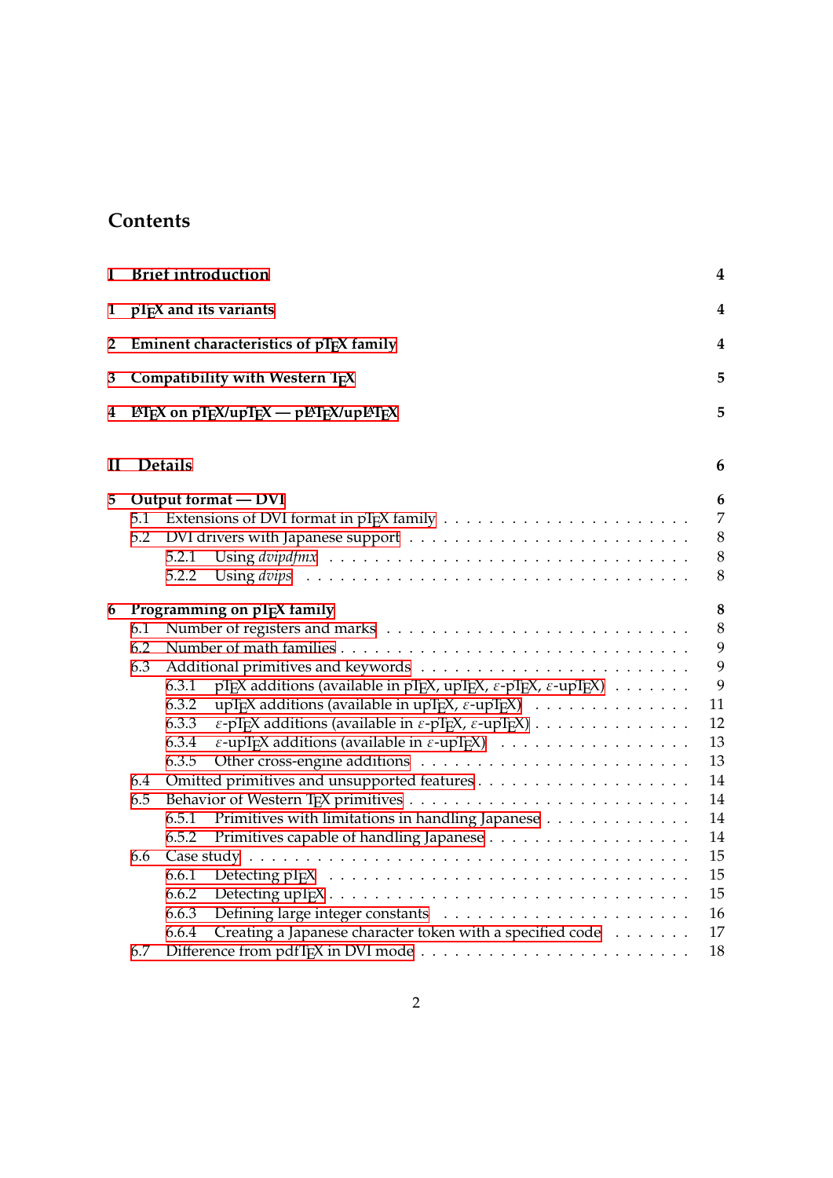# Contents

**I Brief introduction** **4**

**1 pTeX and its variants** **4**

**2 Eminent characteristics of pTeX family** **4**

**3 Compatibility with Western TeX** **5**

**4 LaTeX on pTeX/upTeX — pLaTeX/upLaTeX** **5**

**II Details** **6**

**5 Output format — DVI** **6**

5.1 Extensions of DVI format in pTeX family . . . . . . . . . . . . . . . . . . . . . . . 7

5.2 DVI drivers with Japanese support . . . . . . . . . . . . . . . . . . . . . . . . . . 8

5.2.1 Using *dvipdfmx* . . . . . . . . . . . . . . . . . . . . . . . . . . . . . . . . . . 8

5.2.2 Using *dvips* . . . . . . . . . . . . . . . . . . . . . . . . . . . . . . . . . . . . 8

**6 Programming on pTeX family** **8**

6.1 Number of registers and marks . . . . . . . . . . . . . . . . . . . . . . . . . . . . 8

6.2 Number of math families . . . . . . . . . . . . . . . . . . . . . . . . . . . . . . . 9

6.3 Additional primitives and keywords . . . . . . . . . . . . . . . . . . . . . . . . . . 9

6.3.1 pTeX additions (available in pTeX, upTeX, ε-pTeX, ε-upTeX) . . . . . . . 9

6.3.2 upTeX additions (available in upTeX, ε-upTeX) . . . . . . . . . . . . . . . 11

6.3.3 ε-pTeX additions (available in ε-pTeX, ε-upTeX) . . . . . . . . . . . . . . 12

6.3.4 ε-upTeX additions (available in ε-upTeX) . . . . . . . . . . . . . . . . . . . 13

6.3.5 Other cross-engine additions . . . . . . . . . . . . . . . . . . . . . . . . . . 13

6.4 Omitted primitives and unsupported features . . . . . . . . . . . . . . . . . . . . 14

6.5 Behavior of Western TeX primitives . . . . . . . . . . . . . . . . . . . . . . . . . . 14

6.5.1 Primitives with limitations in handling Japanese . . . . . . . . . . . . . . 14

6.5.2 Primitives capable of handling Japanese . . . . . . . . . . . . . . . . . . . 14

6.6 Case study . . . . . . . . . . . . . . . . . . . . . . . . . . . . . . . . . . . . . . . . 15

6.6.1 Detecting pTeX . . . . . . . . . . . . . . . . . . . . . . . . . . . . . . . . . . 15

6.6.2 Detecting upTeX . . . . . . . . . . . . . . . . . . . . . . . . . . . . . . . . . 15

6.6.3 Defining large integer constants . . . . . . . . . . . . . . . . . . . . . . . . 16

6.6.4 Creating a Japanese character token with a specified code . . . . . . . . 17

6.7 Difference from pdfTeX in DVI mode . . . . . . . . . . . . . . . . . . . . . . . . . 18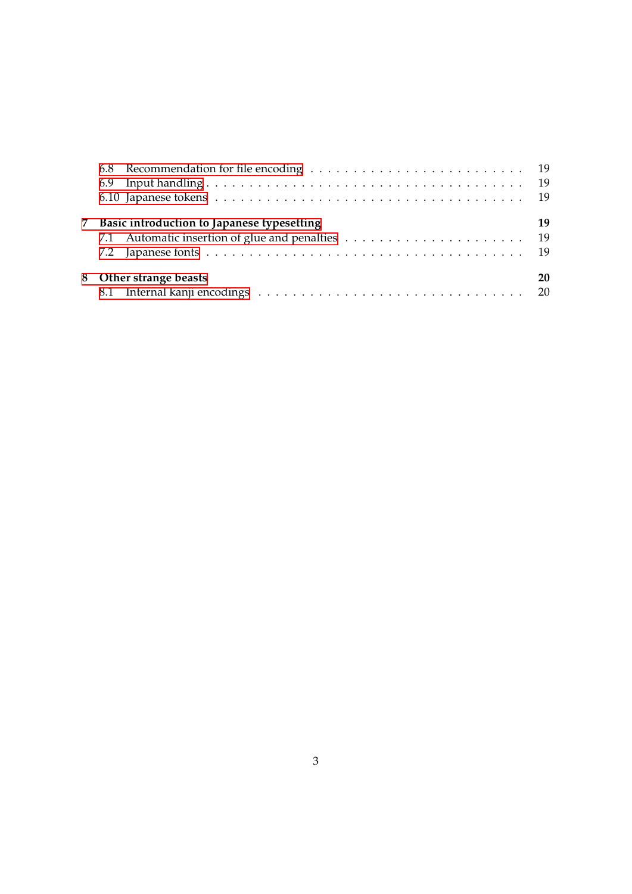- 6.8 Recommendation for file encoding . . . 19
- 6.9 Input handling . . . 19
- 6.10 Japanese tokens . . . 19

**7 Basic introduction to Japanese typesetting** **19**

- 7.1 Automatic insertion of glue and penalties . . . 19
- 7.2 Japanese fonts . . . 19

**8 Other strange beasts** **20**

- 8.1 Internal kanji encodings . . . 20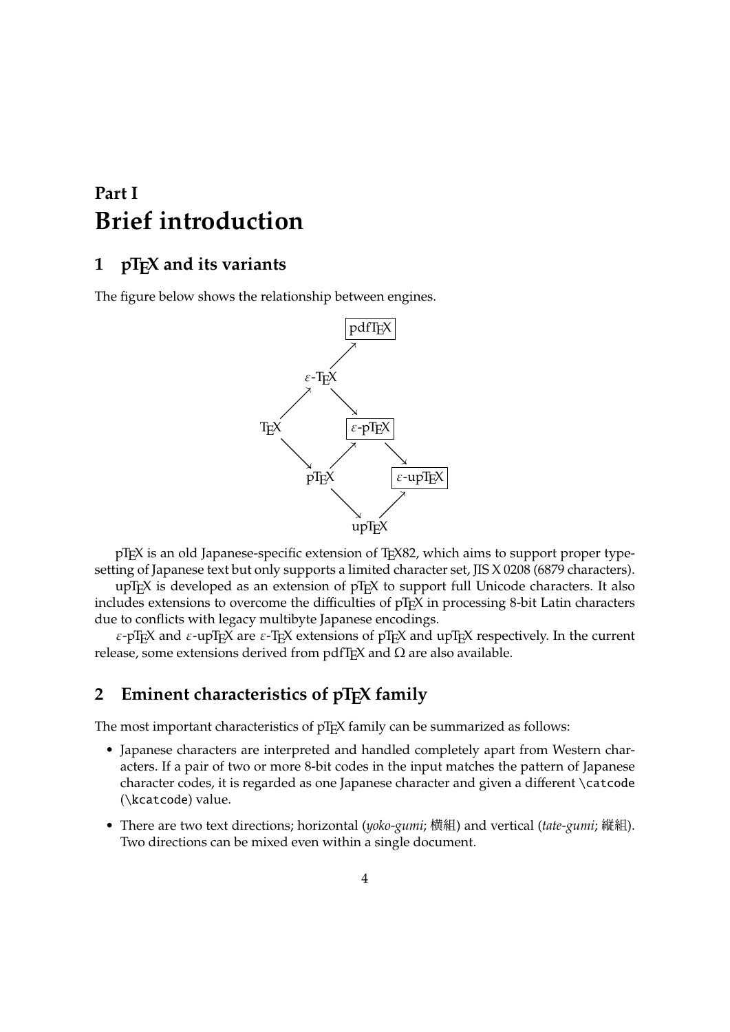# Part I
# Brief introduction

## 1 pTEX and its variants

The figure below shows the relationship between engines.

pTEX is an old Japanese-specific extension of TEX82, which aims to support proper typesetting of Japanese text but only supports a limited character set, JIS X 0208 (6879 characters).

upTEX is developed as an extension of pTEX to support full Unicode characters. It also includes extensions to overcome the difficulties of pTEX in processing 8-bit Latin characters due to conflicts with legacy multibyte Japanese encodings.

$\varepsilon$-pTEX and $\varepsilon$-upTEX are $\varepsilon$-TEX extensions of pTEX and upTEX respectively. In the current release, some extensions derived from pdfTEX and Ω are also available.

## 2 Eminent characteristics of pTEX family

The most important characteristics of pTEX family can be summarized as follows:

- Japanese characters are interpreted and handled completely apart from Western characters. If a pair of two or more 8-bit codes in the input matches the pattern of Japanese character codes, it is regarded as one Japanese character and given a different `\catcode` (`\kcatcode`) value.
- There are two text directions; horizontal (*yoko-gumi*; 横組) and vertical (*tate-gumi*; 縦組). Two directions can be mixed even within a single document.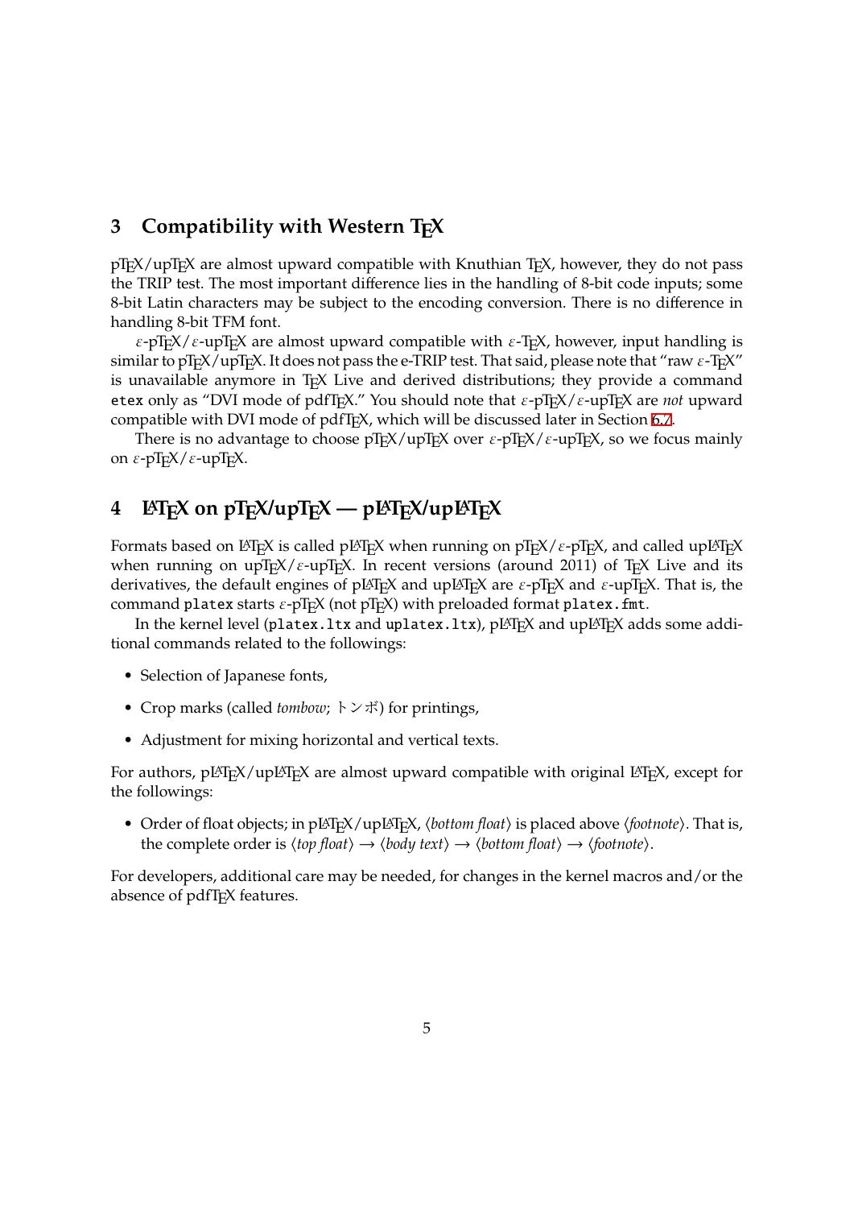## 3 Compatibility with Western TeX

pTeX/upTeX are almost upward compatible with Knuthian TeX, however, they do not pass the TRIP test. The most important difference lies in the handling of 8-bit code inputs; some 8-bit Latin characters may be subject to the encoding conversion. There is no difference in handling 8-bit TFM font.

ε-pTeX/ε-upTeX are almost upward compatible with ε-TeX, however, input handling is similar to pTeX/upTeX. It does not pass the e-TRIP test. That said, please note that "raw ε-TeX" is unavailable anymore in TeX Live and derived distributions; they provide a command `etex` only as "DVI mode of pdfTeX." You should note that ε-pTeX/ε-upTeX are *not* upward compatible with DVI mode of pdfTeX, which will be discussed later in Section 6.7.

There is no advantage to choose pTeX/upTeX over ε-pTeX/ε-upTeX, so we focus mainly on ε-pTeX/ε-upTeX.

## 4 LaTeX on pTeX/upTeX — pLaTeX/upLaTeX

Formats based on LaTeX is called pLaTeX when running on pTeX/ε-pTeX, and called upLaTeX when running on upTeX/ε-upTeX. In recent versions (around 2011) of TeX Live and its derivatives, the default engines of pLaTeX and upLaTeX are ε-pTeX and ε-upTeX. That is, the command `platex` starts ε-pTeX (not pTeX) with preloaded format `platex.fmt`.

In the kernel level (`platex.ltx` and `uplatex.ltx`), pLaTeX and upLaTeX adds some additional commands related to the followings:

- Selection of Japanese fonts,
- Crop marks (called *tombow*; トンボ) for printings,
- Adjustment for mixing horizontal and vertical texts.

For authors, pLaTeX/upLaTeX are almost upward compatible with original LaTeX, except for the followings:

- Order of float objects; in pLaTeX/upLaTeX, ⟨*bottom float*⟩ is placed above ⟨*footnote*⟩. That is, the complete order is ⟨*top float*⟩ → ⟨*body text*⟩ → ⟨*bottom float*⟩ → ⟨*footnote*⟩.

For developers, additional care may be needed, for changes in the kernel macros and/or the absence of pdfTeX features.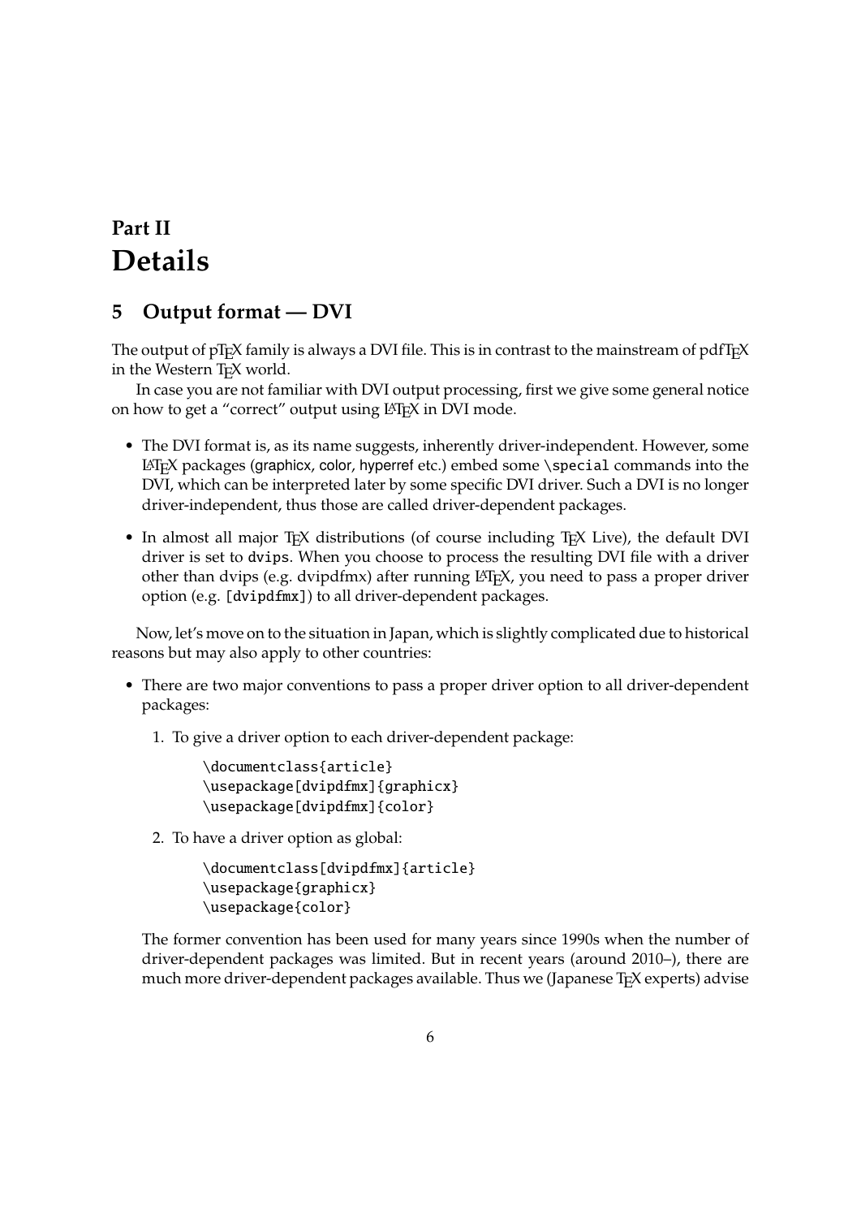# Part II
# Details

## 5 Output format — DVI

The output of pTeX family is always a DVI file. This is in contrast to the mainstream of pdfTeX in the Western TeX world.

In case you are not familiar with DVI output processing, first we give some general notice on how to get a "correct" output using LaTeX in DVI mode.

- The DVI format is, as its name suggests, inherently driver-independent. However, some LaTeX packages (graphicx, color, hyperref etc.) embed some `\special` commands into the DVI, which can be interpreted later by some specific DVI driver. Such a DVI is no longer driver-independent, thus those are called driver-dependent packages.
- In almost all major TeX distributions (of course including TeX Live), the default DVI driver is set to `dvips`. When you choose to process the resulting DVI file with a driver other than dvips (e.g. dvipdfmx) after running LaTeX, you need to pass a proper driver option (e.g. `[dvipdfmx]`) to all driver-dependent packages.

Now, let's move on to the situation in Japan, which is slightly complicated due to historical reasons but may also apply to other countries:

- There are two major conventions to pass a proper driver option to all driver-dependent packages:
  1. To give a driver option to each driver-dependent package:

     ```
     \documentclass{article}
     \usepackage[dvipdfmx]{graphicx}
     \usepackage[dvipdfmx]{color}
     ```

  2. To have a driver option as global:

     ```
     \documentclass[dvipdfmx]{article}
     \usepackage{graphicx}
     \usepackage{color}
     ```

  The former convention has been used for many years since 1990s when the number of driver-dependent packages was limited. But in recent years (around 2010–), there are much more driver-dependent packages available. Thus we (Japanese TeX experts) advise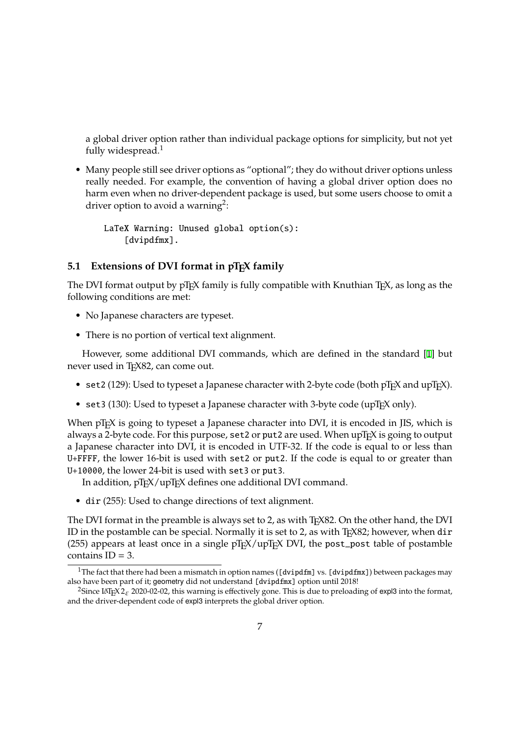a global driver option rather than individual package options for simplicity, but not yet fully widespread.[1]

- Many people still see driver options as "optional"; they do without driver options unless really needed. For example, the convention of having a global driver option does no harm even when no driver-dependent package is used, but some users choose to omit a driver option to avoid a warning[2]:

```
LaTeX Warning: Unused global option(s):
    [dvipdfmx].
```

### 5.1 Extensions of DVI format in pTEX family

The DVI format output by pTEX family is fully compatible with Knuthian TEX, as long as the following conditions are met:

- No Japanese characters are typeset.
- There is no portion of vertical text alignment.

However, some additional DVI commands, which are defined in the standard [1] but never used in TEX82, can come out.

- `set2` (129): Used to typeset a Japanese character with 2-byte code (both pTEX and upTEX).
- `set3` (130): Used to typeset a Japanese character with 3-byte code (upTEX only).

When pTEX is going to typeset a Japanese character into DVI, it is encoded in JIS, which is always a 2-byte code. For this purpose, `set2` or `put2` are used. When upTEX is going to output a Japanese character into DVI, it is encoded in UTF-32. If the code is equal to or less than `U+FFFF`, the lower 16-bit is used with `set2` or `put2`. If the code is equal to or greater than `U+10000`, the lower 24-bit is used with `set3` or `put3`.

In addition, pTEX/upTEX defines one additional DVI command.

- `dir` (255): Used to change directions of text alignment.

The DVI format in the preamble is always set to 2, as with TEX82. On the other hand, the DVI ID in the postamble can be special. Normally it is set to 2, as with TEX82; however, when `dir` (255) appears at least once in a single pTEX/upTEX DVI, the `post_post` table of postamble contains ID = 3.

---

[1] The fact that there had been a mismatch in option names (`[dvipdfm]` vs. `[dvipdfmx]`) between packages may also have been part of it; geometry did not understand `[dvipdfmx]` option until 2018!

[2] Since LATEX $2_\varepsilon$ 2020-02-02, this warning is effectively gone. This is due to preloading of expl3 into the format, and the driver-dependent code of expl3 interprets the global driver option.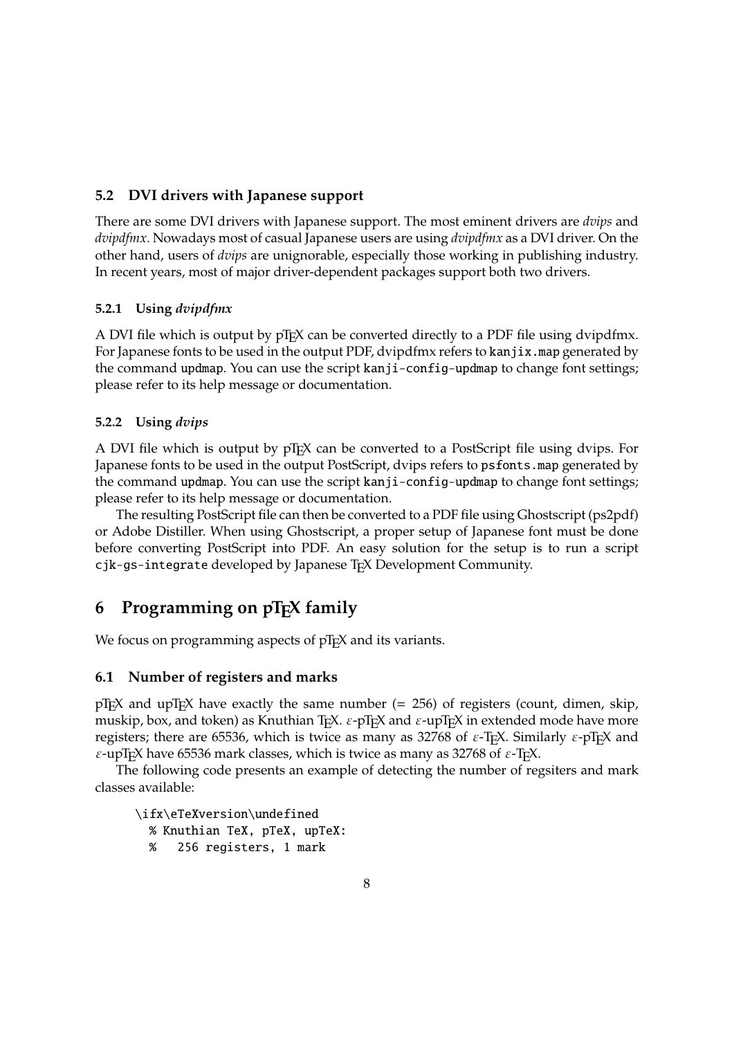### 5.2 DVI drivers with Japanese support

There are some DVI drivers with Japanese support. The most eminent drivers are *dvips* and *dvipdfmx*. Nowadays most of casual Japanese users are using *dvipdfmx* as a DVI driver. On the other hand, users of *dvips* are unignorable, especially those working in publishing industry. In recent years, most of major driver-dependent packages support both two drivers.

#### 5.2.1 Using *dvipdfmx*

A DVI file which is output by pTEX can be converted directly to a PDF file using dvipdfmx. For Japanese fonts to be used in the output PDF, dvipdfmx refers to `kanjix.map` generated by the command `updmap`. You can use the script `kanji-config-updmap` to change font settings; please refer to its help message or documentation.

#### 5.2.2 Using *dvips*

A DVI file which is output by pTEX can be converted to a PostScript file using dvips. For Japanese fonts to be used in the output PostScript, dvips refers to `psfonts.map` generated by the command `updmap`. You can use the script `kanji-config-updmap` to change font settings; please refer to its help message or documentation.

The resulting PostScript file can then be converted to a PDF file using Ghostscript (ps2pdf) or Adobe Distiller. When using Ghostscript, a proper setup of Japanese font must be done before converting PostScript into PDF. An easy solution for the setup is to run a script `cjk-gs-integrate` developed by Japanese TEX Development Community.

## 6 Programming on pTEX family

We focus on programming aspects of pTEX and its variants.

### 6.1 Number of registers and marks

pTEX and upTEX have exactly the same number (= 256) of registers (count, dimen, skip, muskip, box, and token) as Knuthian TEX. ε-pTEX and ε-upTEX in extended mode have more registers; there are 65536, which is twice as many as 32768 of ε-TEX. Similarly ε-pTEX and ε-upTEX have 65536 mark classes, which is twice as many as 32768 of ε-TEX.

The following code presents an example of detecting the number of regsiters and mark classes available:

```
\ifx\eTeXversion\undefined
  % Knuthian TeX, pTeX, upTeX:
  %   256 registers, 1 mark
```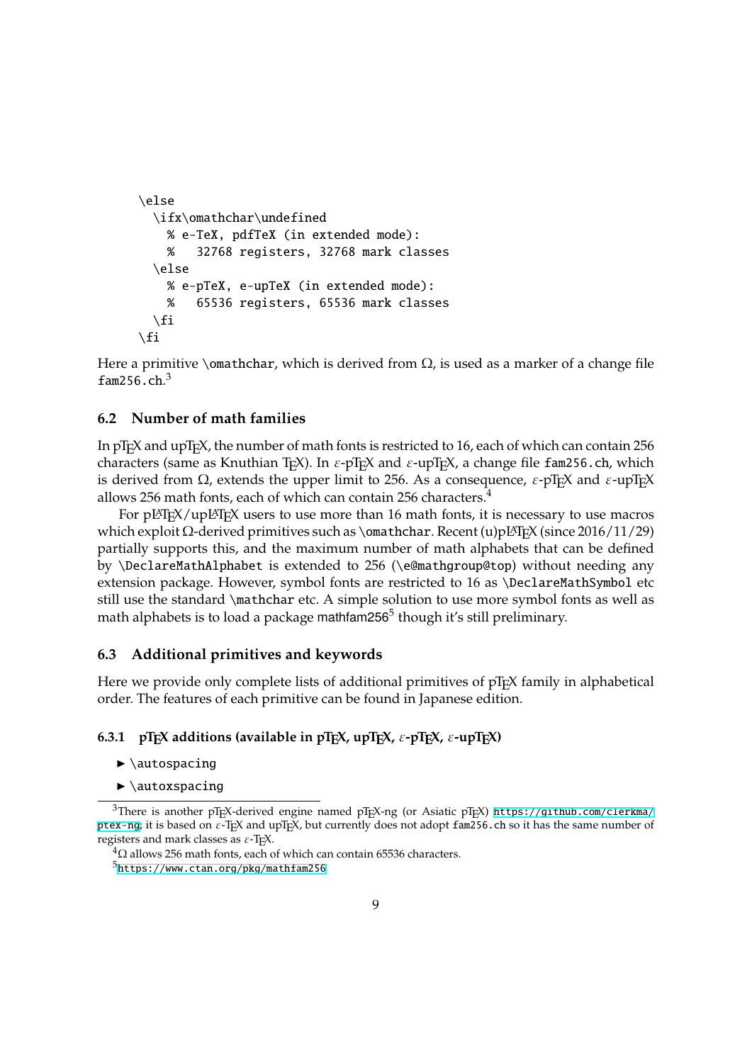```
\else
  \ifx\omathchar\undefined
    % e-TeX, pdfTeX (in extended mode):
    %   32768 registers, 32768 mark classes
  \else
    % e-pTeX, e-upTeX (in extended mode):
    %   65536 registers, 65536 mark classes
  \fi
\fi
```

Here a primitive `\omathchar`, which is derived from Ω, is used as a marker of a change file `fam256.ch`.[3]

### 6.2 Number of math families

In pTeX and upTeX, the number of math fonts is restricted to 16, each of which can contain 256 characters (same as Knuthian TeX). In ε-pTeX and ε-upTeX, a change file `fam256.ch`, which is derived from Ω, extends the upper limit to 256. As a consequence, ε-pTeX and ε-upTeX allows 256 math fonts, each of which can contain 256 characters.[4]

For pLaTeX/upLaTeX users to use more than 16 math fonts, it is necessary to use macros which exploit Ω-derived primitives such as `\omathchar`. Recent (u)pLaTeX (since 2016/11/29) partially supports this, and the maximum number of math alphabets that can be defined by `\DeclareMathAlphabet` is extended to 256 (`\e@mathgroup@top`) without needing any extension package. However, symbol fonts are restricted to 16 as `\DeclareMathSymbol` etc still use the standard `\mathchar` etc. A simple solution to use more symbol fonts as well as math alphabets is to load a package mathfam256[5] though it's still preliminary.

### 6.3 Additional primitives and keywords

Here we provide only complete lists of additional primitives of pTeX family in alphabetical order. The features of each primitive can be found in Japanese edition.

#### 6.3.1 pTeX additions (available in pTeX, upTeX, ε-pTeX, ε-upTeX)

- `\autospacing`
- `\autoxspacing`

---

[3] There is another pTeX-derived engine named pTeX-ng (or Asiatic pTeX) https://github.com/clerkma/ptex-ng; it is based on ε-TeX and upTeX, but currently does not adopt `fam256.ch` so it has the same number of registers and mark classes as ε-TeX.

[4] Ω allows 256 math fonts, each of which can contain 65536 characters.

[5] https://www.ctan.org/pkg/mathfam256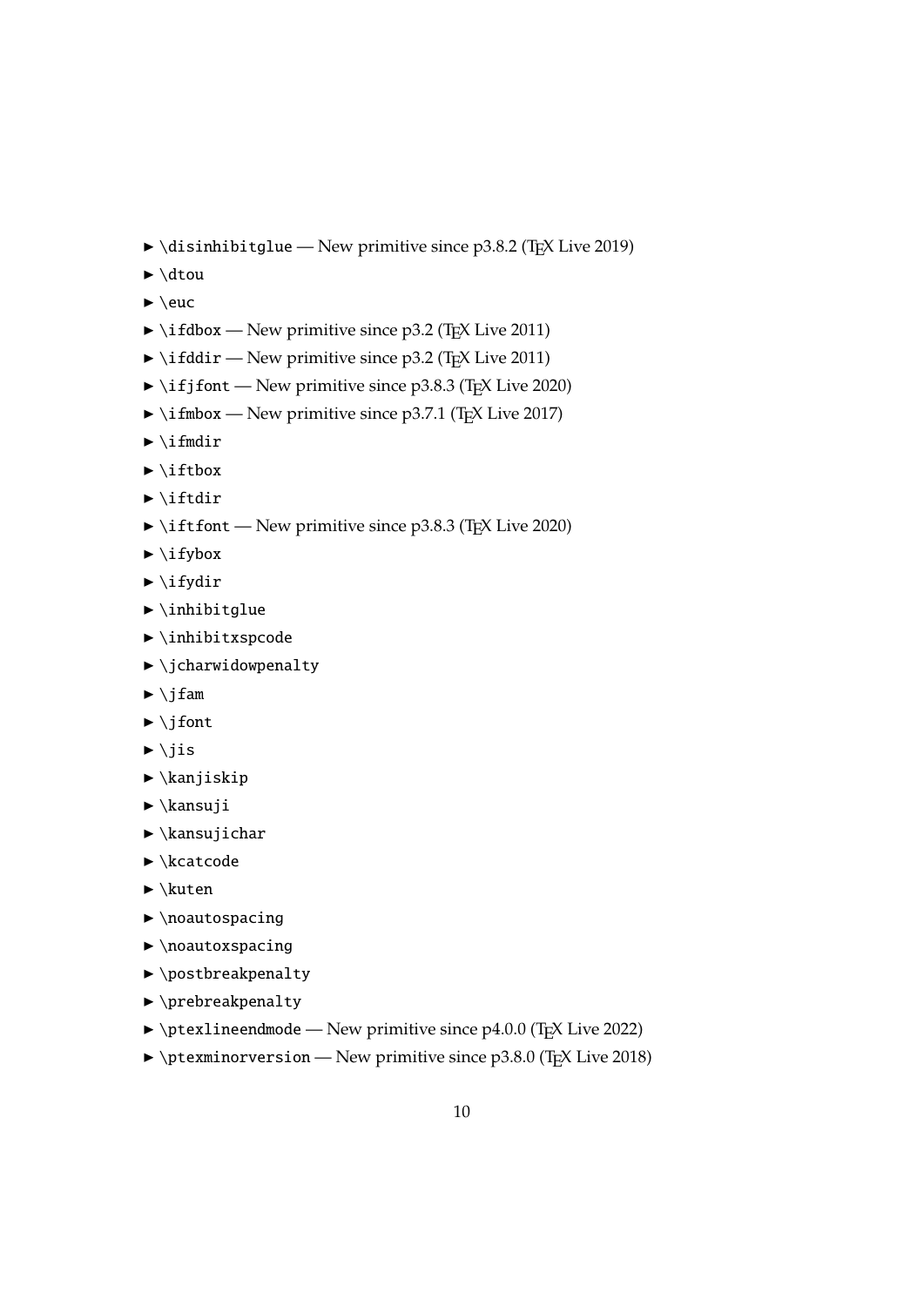- `\disinhibitglue` — New primitive since p3.8.2 (TEX Live 2019)
- `\dtou`
- `\euc`
- `\ifdbox` — New primitive since p3.2 (TEX Live 2011)
- `\ifddir` — New primitive since p3.2 (TEX Live 2011)
- `\ifjfont` — New primitive since p3.8.3 (TEX Live 2020)
- `\ifmbox` — New primitive since p3.7.1 (TEX Live 2017)
- `\ifmdir`
- `\iftbox`
- `\iftdir`
- `\iftfont` — New primitive since p3.8.3 (TEX Live 2020)
- `\ifybox`
- `\ifydir`
- `\inhibitglue`
- `\inhibitxspcode`
- `\jcharwidowpenalty`
- `\jfam`
- `\jfont`
- `\jis`
- `\kanjiskip`
- `\kansuji`
- `\kansujichar`
- `\kcatcode`
- `\kuten`
- `\noautospacing`
- `\noautoxspacing`
- `\postbreakpenalty`
- `\prebreakpenalty`
- `\ptexlineendmode` — New primitive since p4.0.0 (TEX Live 2022)
- `\ptexminorversion` — New primitive since p3.8.0 (TEX Live 2018)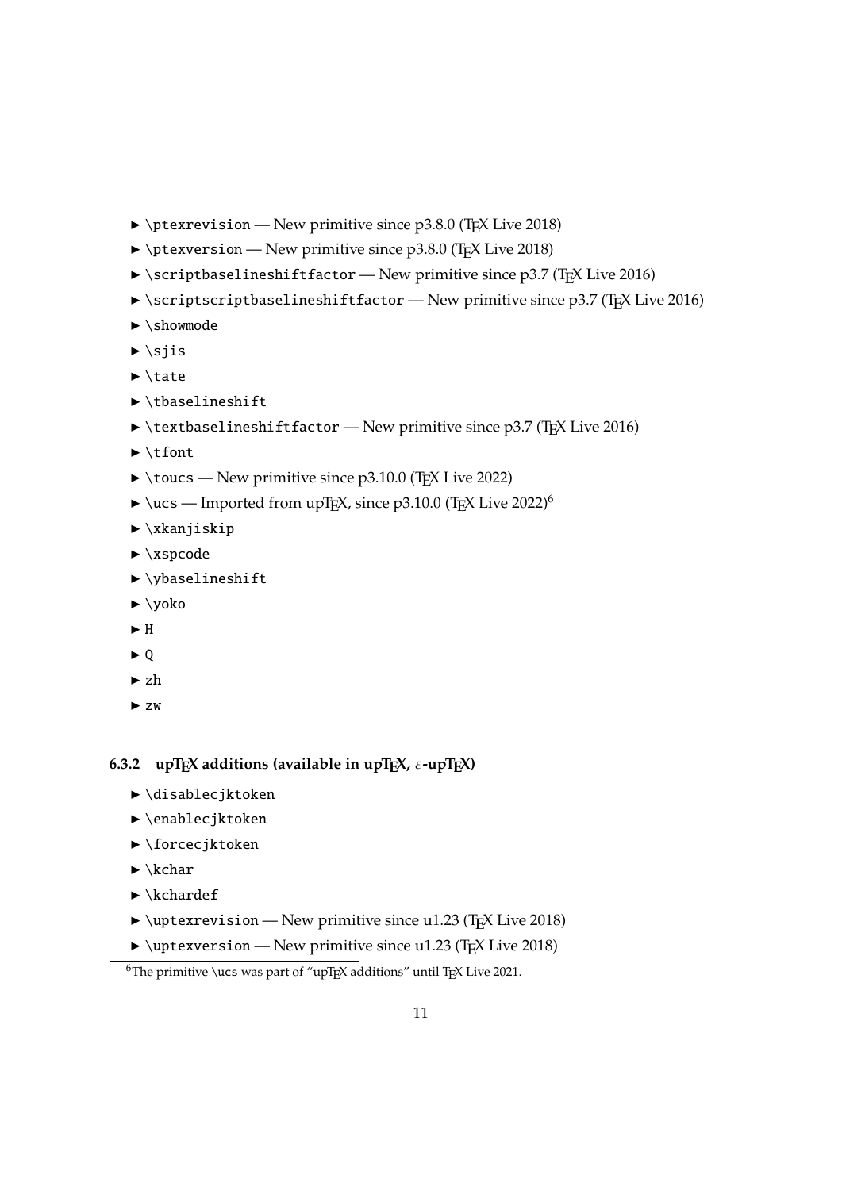- `\ptexrevision` — New primitive since p3.8.0 (TeX Live 2018)
- `\ptexversion` — New primitive since p3.8.0 (TeX Live 2018)
- `\scriptbaselineshiftfactor` — New primitive since p3.7 (TeX Live 2016)
- `\scriptscriptbaselineshiftfactor` — New primitive since p3.7 (TeX Live 2016)
- `\showmode`
- `\sjis`
- `\tate`
- `\tbaselineshift`
- `\textbaselineshiftfactor` — New primitive since p3.7 (TeX Live 2016)
- `\tfont`
- `\toucs` — New primitive since p3.10.0 (TeX Live 2022)
- `\ucs` — Imported from upTeX, since p3.10.0 (TeX Live 2022)[6]
- `\xkanjiskip`
- `\xspcode`
- `\ybaselineshift`
- `\yoko`
- `H`
- `Q`
- `zh`
- `zw`

### 6.3.2 upTeX additions (available in upTeX, ε-upTeX)

- `\disablecjktoken`
- `\enablecjktoken`
- `\forcecjktoken`
- `\kchar`
- `\kchardef`
- `\uptexrevision` — New primitive since u1.23 (TeX Live 2018)
- `\uptexversion` — New primitive since u1.23 (TeX Live 2018)

[6] The primitive \ucs was part of "upTeX additions" until TeX Live 2021.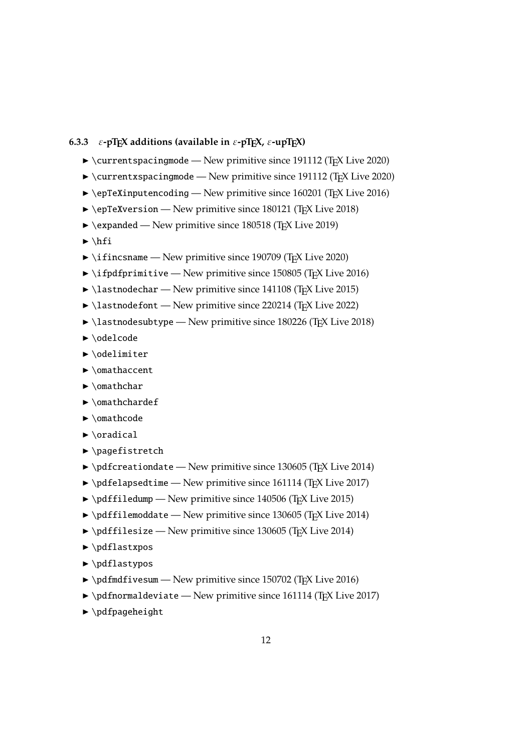### 6.3.3 ε-pTEX additions (available in ε-pTEX, ε-upTEX)

- `\currentspacingmode` — New primitive since 191112 (TEX Live 2020)
- `\currentxspacingmode` — New primitive since 191112 (TEX Live 2020)
- `\epTeXinputencoding` — New primitive since 160201 (TEX Live 2016)
- `\epTeXversion` — New primitive since 180121 (TEX Live 2018)
- `\expanded` — New primitive since 180518 (TEX Live 2019)
- `\hfi`
- `\ifincsname` — New primitive since 190709 (TEX Live 2020)
- `\ifpdfprimitive` — New primitive since 150805 (TEX Live 2016)
- `\lastnodechar` — New primitive since 141108 (TEX Live 2015)
- `\lastnodefont` — New primitive since 220214 (TEX Live 2022)
- `\lastnodesubtype` — New primitive since 180226 (TEX Live 2018)
- `\odelcode`
- `\odelimiter`
- `\omathaccent`
- `\omathchar`
- `\omathchardef`
- `\omathcode`
- `\oradical`
- `\pagefistretch`
- `\pdfcreationdate` — New primitive since 130605 (TEX Live 2014)
- `\pdfelapsedtime` — New primitive since 161114 (TEX Live 2017)
- `\pdffiledump` — New primitive since 140506 (TEX Live 2015)
- `\pdffilemoddate` — New primitive since 130605 (TEX Live 2014)
- `\pdffilesize` — New primitive since 130605 (TEX Live 2014)
- `\pdflastxpos`
- `\pdflastypos`
- `\pdfmdfivesum` — New primitive since 150702 (TEX Live 2016)
- `\pdfnormaldeviate` — New primitive since 161114 (TEX Live 2017)
- `\pdfpageheight`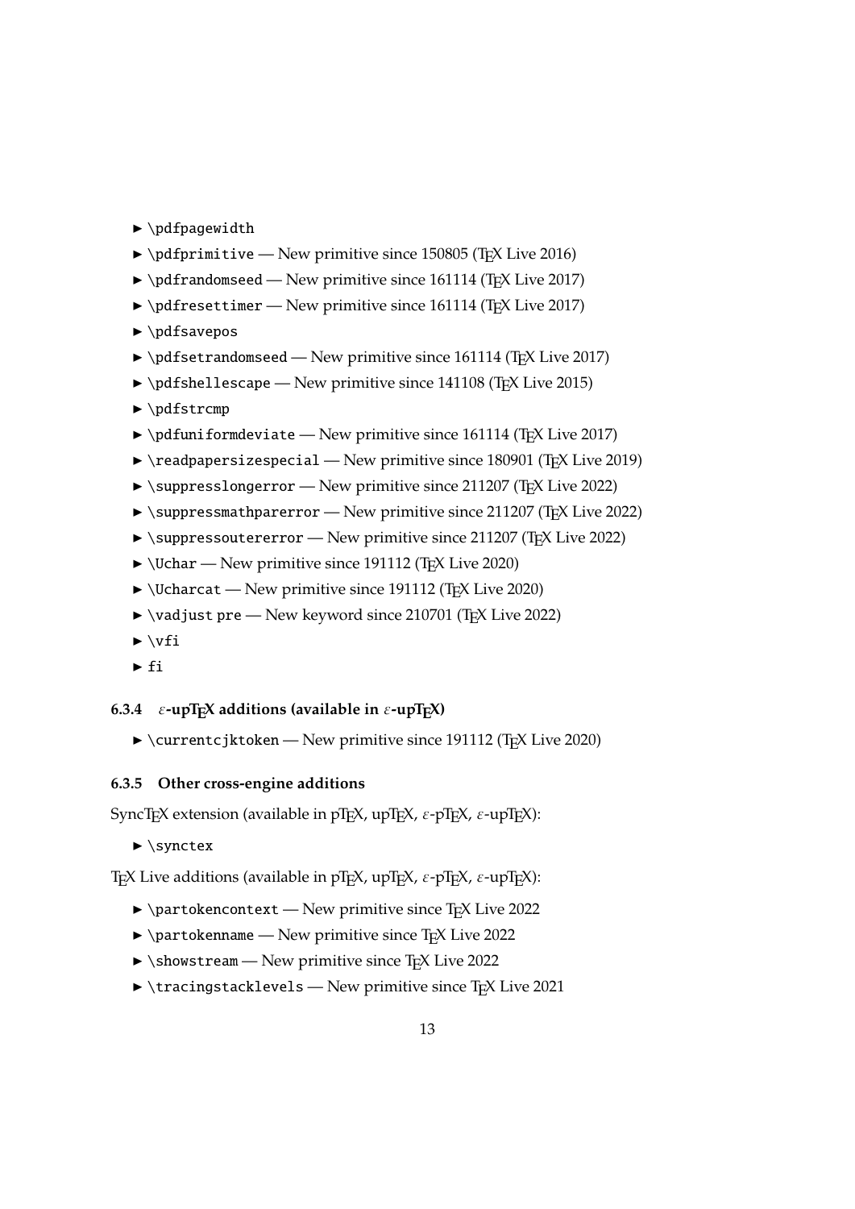- `\pdfpagewidth`
- `\pdfprimitive` — New primitive since 150805 (TEX Live 2016)
- `\pdfrandomseed` — New primitive since 161114 (TEX Live 2017)
- `\pdfresettimer` — New primitive since 161114 (TEX Live 2017)
- `\pdfsavepos`
- `\pdfsetrandomseed` — New primitive since 161114 (TEX Live 2017)
- `\pdfshellescape` — New primitive since 141108 (TEX Live 2015)
- `\pdfstrcmp`
- `\pdfuniformdeviate` — New primitive since 161114 (TEX Live 2017)
- `\readpapersizespecial` — New primitive since 180901 (TEX Live 2019)
- `\suppresslongerror` — New primitive since 211207 (TEX Live 2022)
- `\suppressmathparerror` — New primitive since 211207 (TEX Live 2022)
- `\suppressoutererror` — New primitive since 211207 (TEX Live 2022)
- `\Uchar` — New primitive since 191112 (TEX Live 2020)
- `\Ucharcat` — New primitive since 191112 (TEX Live 2020)
- `\vadjust pre` — New keyword since 210701 (TEX Live 2022)
- `\vfi`
- `fi`

#### 6.3.4 ε-upTEX additions (available in ε-upTEX)

- `\currentcjktoken` — New primitive since 191112 (TEX Live 2020)

#### 6.3.5 Other cross-engine additions

SyncTEX extension (available in pTEX, upTEX, ε-pTEX, ε-upTEX):

- `\synctex`

TEX Live additions (available in pTEX, upTEX, ε-pTEX, ε-upTEX):

- `\partokencontext` — New primitive since TEX Live 2022
- `\partokenname` — New primitive since TEX Live 2022
- `\showstream` — New primitive since TEX Live 2022
- `\tracingstacklevels` — New primitive since TEX Live 2021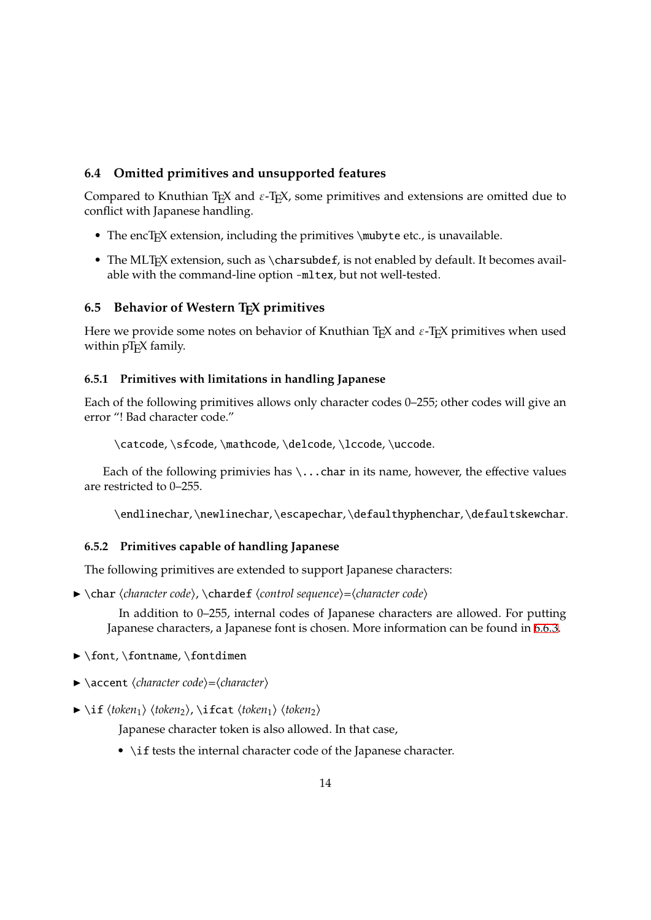## 6.4 Omitted primitives and unsupported features

Compared to Knuthian TeX and ε-TeX, some primitives and extensions are omitted due to conflict with Japanese handling.

- The encTeX extension, including the primitives `\mubyte` etc., is unavailable.
- The MLTeX extension, such as `\charsubdef`, is not enabled by default. It becomes available with the command-line option `-mltex`, but not well-tested.

## 6.5 Behavior of Western TeX primitives

Here we provide some notes on behavior of Knuthian TeX and ε-TeX primitives when used within pTeX family.

### 6.5.1 Primitives with limitations in handling Japanese

Each of the following primitives allows only character codes 0–255; other codes will give an error "! Bad character code."

> `\catcode`, `\sfcode`, `\mathcode`, `\delcode`, `\lccode`, `\uccode`.

Each of the following primivies has `\...char` in its name, however, the effective values are restricted to 0–255.

> `\endlinechar`, `\newlinechar`, `\escapechar`, `\defaulthyphenchar`, `\defaultskewchar`.

### 6.5.2 Primitives capable of handling Japanese

The following primitives are extended to support Japanese characters:

► `\char` ⟨*character code*⟩, `\chardef` ⟨*control sequence*⟩=⟨*character code*⟩

In addition to 0–255, internal codes of Japanese characters are allowed. For putting Japanese characters, a Japanese font is chosen. More information can be found in 6.6.3.

► `\font`, `\fontname`, `\fontdimen`

► `\accent` ⟨*character code*⟩=⟨*character*⟩

► `\if` ⟨*token*$_1$⟩ ⟨*token*$_2$⟩, `\ifcat` ⟨*token*$_1$⟩ ⟨*token*$_2$⟩

Japanese character token is also allowed. In that case,

- `\if` tests the internal character code of the Japanese character.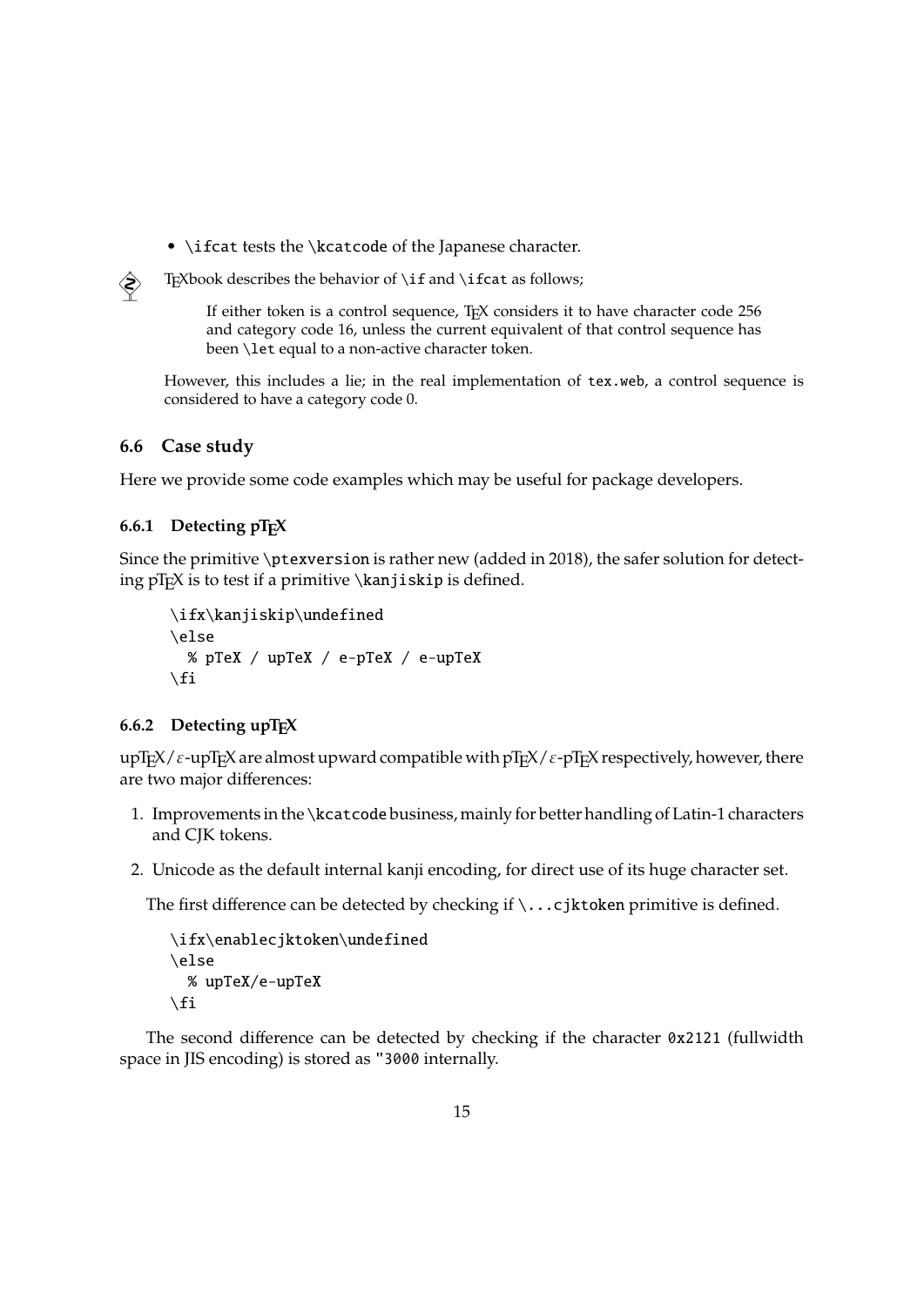- `\ifcat` tests the `\kcatcode` of the Japanese character.

TeXbook describes the behavior of `\if` and `\ifcat` as follows;

> If either token is a control sequence, TeX considers it to have character code 256 and category code 16, unless the current equivalent of that control sequence has been `\let` equal to a non-active character token.

However, this includes a lie; in the real implementation of `tex.web`, a control sequence is considered to have a category code 0.

## 6.6 Case study

Here we provide some code examples which may be useful for package developers.

### 6.6.1 Detecting pTeX

Since the primitive `\ptexversion` is rather new (added in 2018), the safer solution for detecting pTeX is to test if a primitive `\kanjiskip` is defined.

```
\ifx\kanjiskip\undefined
\else
  % pTeX / upTeX / e-pTeX / e-upTeX
\fi
```

### 6.6.2 Detecting upTeX

upTeX/ε-upTeX are almost upward compatible with pTeX/ε-pTeX respectively, however, there are two major differences:

1. Improvements in the `\kcatcode` business, mainly for better handling of Latin-1 characters and CJK tokens.
2. Unicode as the default internal kanji encoding, for direct use of its huge character set.

The first difference can be detected by checking if `\...cjktoken` primitive is defined.

```
\ifx\enablecjktoken\undefined
\else
  % upTeX/e-upTeX
\fi
```

The second difference can be detected by checking if the character `0x2121` (fullwidth space in JIS encoding) is stored as `"3000` internally.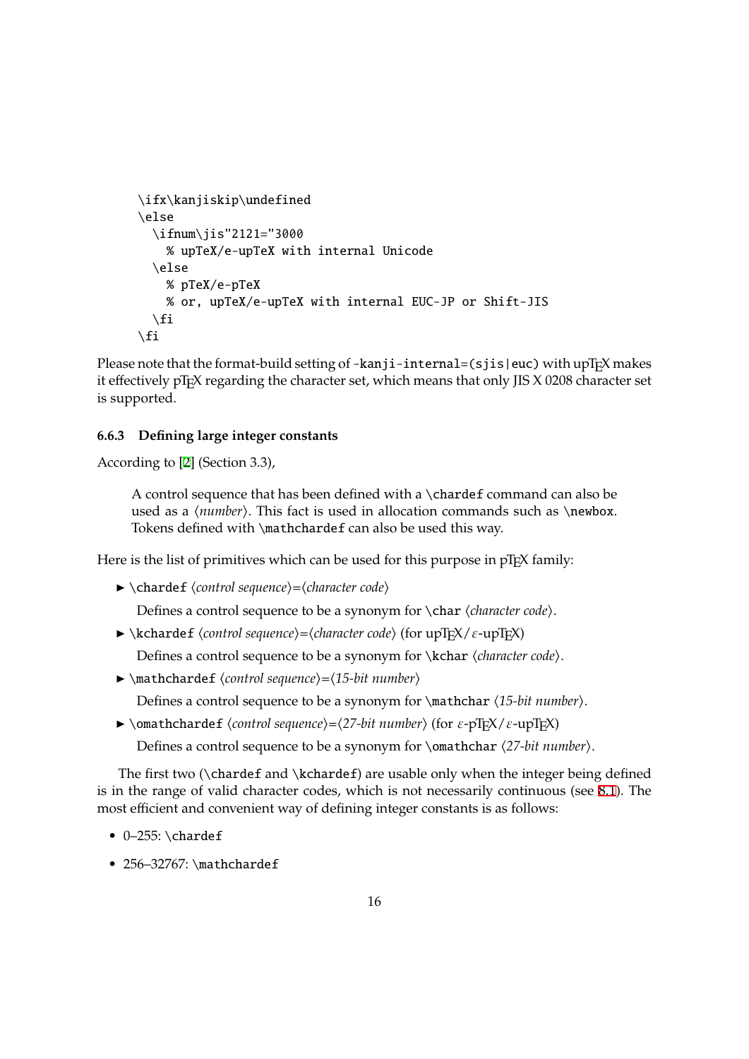```
\ifx\kanjiskip\undefined
\else
  \ifnum\jis"2121="3000
    % upTeX/e-upTeX with internal Unicode
  \else
    % pTeX/e-pTeX
    % or, upTeX/e-upTeX with internal EUC-JP or Shift-JIS
  \fi
\fi
```

Please note that the format-build setting of `-kanji-internal=(sjis|euc)` with upTeX makes it effectively pTeX regarding the character set, which means that only JIS X 0208 character set is supported.

### 6.6.3 Defining large integer constants

According to [2] (Section 3.3),

> A control sequence that has been defined with a `\chardef` command can also be used as a ⟨*number*⟩. This fact is used in allocation commands such as `\newbox`. Tokens defined with `\mathchardef` can also be used this way.

Here is the list of primitives which can be used for this purpose in pTeX family:

- ► `\chardef` ⟨*control sequence*⟩=⟨*character code*⟩

  Defines a control sequence to be a synonym for `\char` ⟨*character code*⟩.

- ► `\kchardef` ⟨*control sequence*⟩=⟨*character code*⟩ (for upTeX/ε-upTeX)

  Defines a control sequence to be a synonym for `\kchar` ⟨*character code*⟩.

- ► `\mathchardef` ⟨*control sequence*⟩=⟨*15-bit number*⟩

  Defines a control sequence to be a synonym for `\mathchar` ⟨*15-bit number*⟩.

- ► `\omathchardef` ⟨*control sequence*⟩=⟨*27-bit number*⟩ (for ε-pTeX/ε-upTeX)

  Defines a control sequence to be a synonym for `\omathchar` ⟨*27-bit number*⟩.

The first two (`\chardef` and `\kchardef`) are usable only when the integer being defined is in the range of valid character codes, which is not necessarily continuous (see 8.1). The most efficient and convenient way of defining integer constants is as follows:

- 0–255: `\chardef`
- 256–32767: `\mathchardef`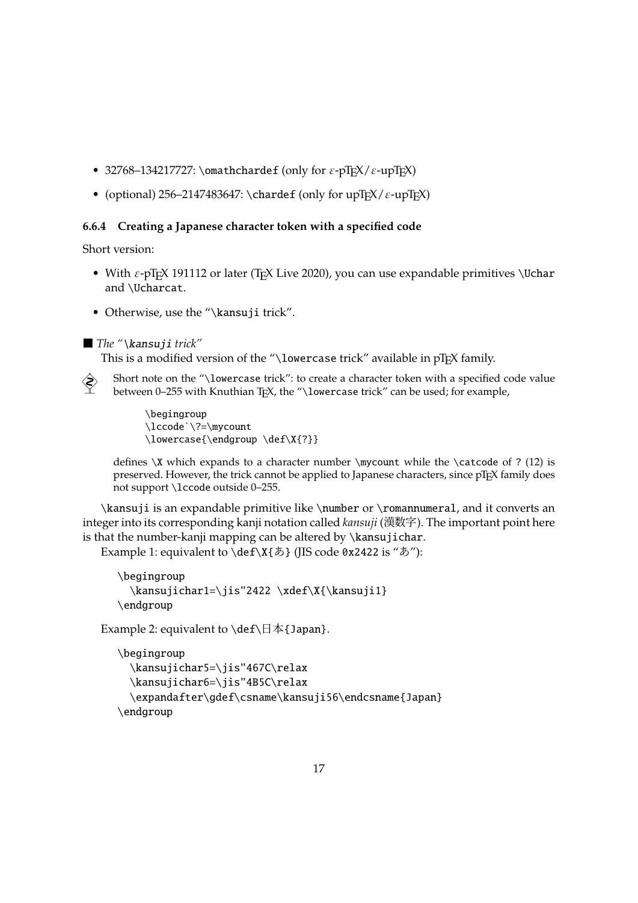- 32768–134217727: `\omathchardef` (only for ε-pTeX/ε-upTeX)
- (optional) 256–2147483647: `\chardef` (only for upTeX/ε-upTeX)

### 6.6.4 Creating a Japanese character token with a specified code

Short version:

- With ε-pTeX 191112 or later (TeX Live 2020), you can use expandable primitives `\Uchar` and `\Ucharcat`.
- Otherwise, use the "`\kansuji` trick".

■ *The "`\kansuji` trick"*

This is a modified version of the "`\lowercase` trick" available in pTeX family.

Short note on the "`\lowercase` trick": to create a character token with a specified code value between 0–255 with Knuthian TeX, the "`\lowercase` trick" can be used; for example,

```
\begingroup
\lccode`\?=\mycount
\lowercase{\endgroup \def\X{?}}
```

defines `\X` which expands to a character number `\mycount` while the `\catcode` of `?` (12) is preserved. However, the trick cannot be applied to Japanese characters, since pTeX family does not support `\lccode` outside 0–255.

`\kansuji` is an expandable primitive like `\number` or `\romannumeral`, and it converts an integer into its corresponding kanji notation called *kansuji* (漢数字). The important point here is that the number-kanji mapping can be altered by `\kansujichar`.

Example 1: equivalent to `\def\X{あ}` (JIS code `0x2422` is "あ"):

```
\begingroup
  \kansujichar1=\jis"2422 \xdef\X{\kansuji1}
\endgroup
```

Example 2: equivalent to `\def\日本{Japan}`.

```
\begingroup
  \kansujichar5=\jis"467C\relax
  \kansujichar6=\jis"4B5C\relax
  \expandafter\gdef\csname\kansuji56\endcsname{Japan}
\endgroup
```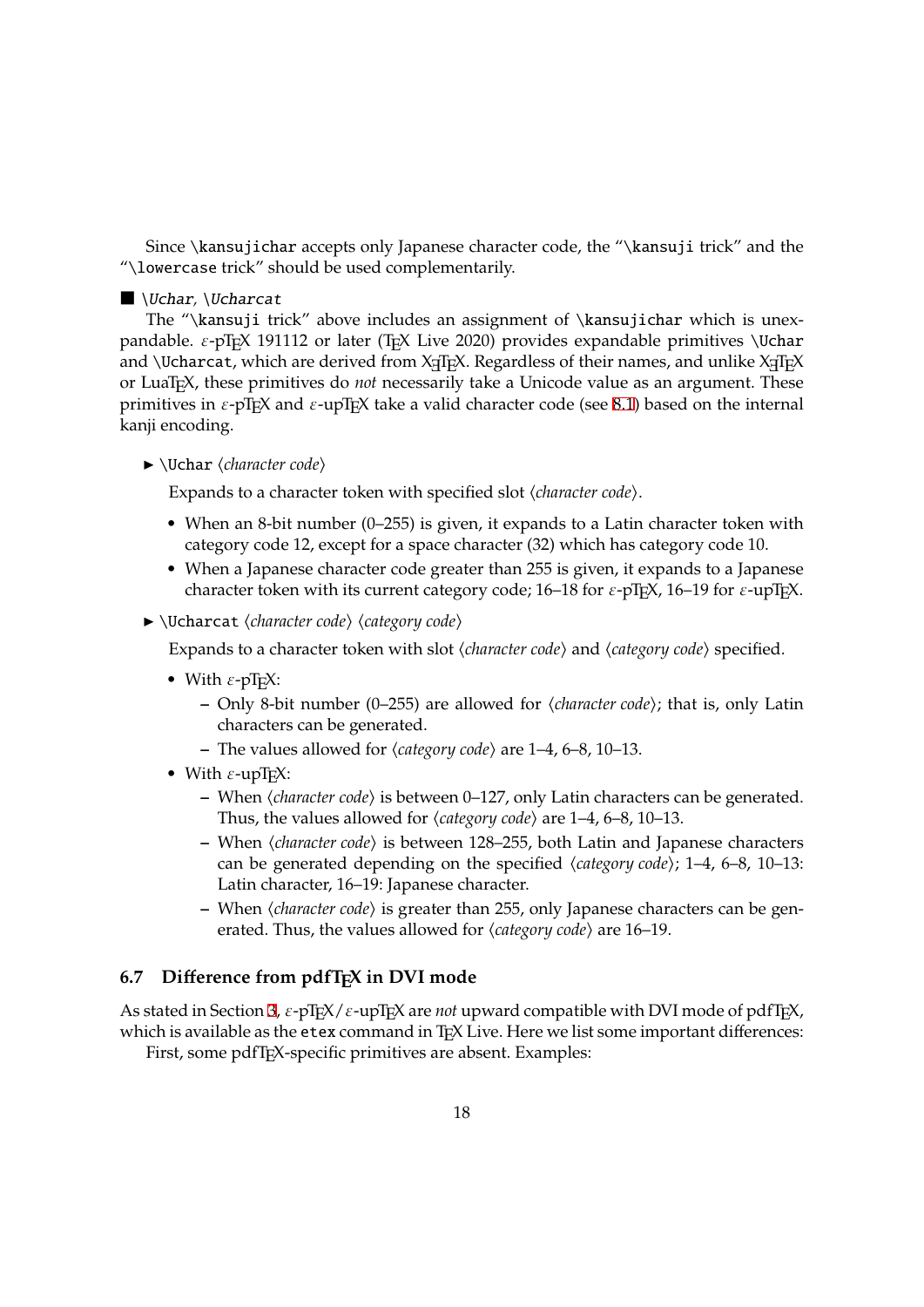Since `\kansujichar` accepts only Japanese character code, the "`\kansuji` trick" and the "`\lowercase` trick" should be used complementarily.

■ *`\Uchar`, `\Ucharcat`*

The "`\kansuji` trick" above includes an assignment of `\kansujichar` which is unexpandable. ε-pTeX 191112 or later (TeX Live 2020) provides expandable primitives `\Uchar` and `\Ucharcat`, which are derived from XeTeX. Regardless of their names, and unlike XeTeX or LuaTeX, these primitives do *not* necessarily take a Unicode value as an argument. These primitives in ε-pTeX and ε-upTeX take a valid character code (see 8.1) based on the internal kanji encoding.

▶ `\Uchar` ⟨*character code*⟩

Expands to a character token with specified slot ⟨*character code*⟩.

- When an 8-bit number (0–255) is given, it expands to a Latin character token with category code 12, except for a space character (32) which has category code 10.
- When a Japanese character code greater than 255 is given, it expands to a Japanese character token with its current category code; 16–18 for ε-pTeX, 16–19 for ε-upTeX.

▶ `\Ucharcat` ⟨*character code*⟩ ⟨*category code*⟩

Expands to a character token with slot ⟨*character code*⟩ and ⟨*category code*⟩ specified.

- With ε-pTeX:
  - Only 8-bit number (0–255) are allowed for ⟨*character code*⟩; that is, only Latin characters can be generated.
  - The values allowed for ⟨*category code*⟩ are 1–4, 6–8, 10–13.
- With ε-upTeX:
  - When ⟨*character code*⟩ is between 0–127, only Latin characters can be generated. Thus, the values allowed for ⟨*category code*⟩ are 1–4, 6–8, 10–13.
  - When ⟨*character code*⟩ is between 128–255, both Latin and Japanese characters can be generated depending on the specified ⟨*category code*⟩; 1–4, 6–8, 10–13: Latin character, 16–19: Japanese character.
  - When ⟨*character code*⟩ is greater than 255, only Japanese characters can be generated. Thus, the values allowed for ⟨*category code*⟩ are 16–19.

## 6.7 Difference from pdfTeX in DVI mode

As stated in Section 3, ε-pTeX/ε-upTeX are *not* upward compatible with DVI mode of pdfTeX, which is available as the `etex` command in TeX Live. Here we list some important differences:

First, some pdfTeX-specific primitives are absent. Examples: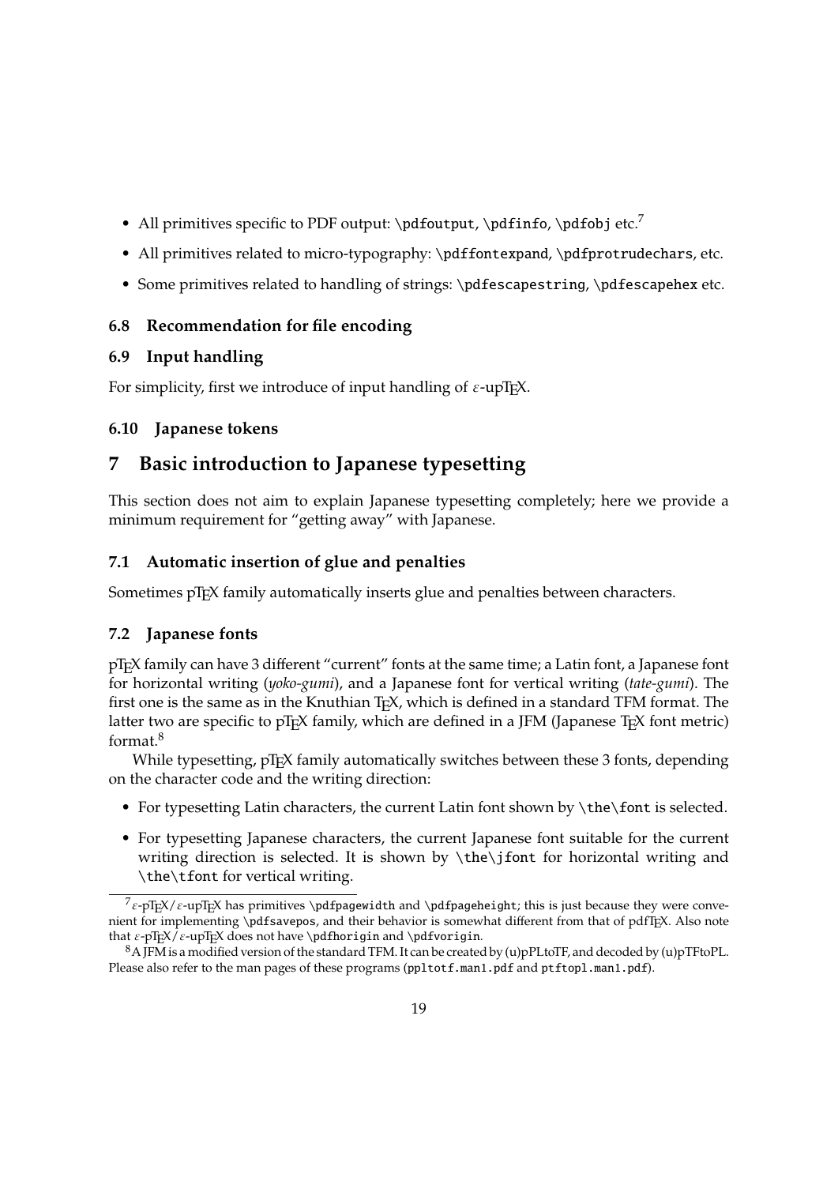- All primitives specific to PDF output: `\pdfoutput`, `\pdfinfo`, `\pdfobj` etc.[7]
- All primitives related to micro-typography: `\pdffontexpand`, `\pdfprotrudechars`, etc.
- Some primitives related to handling of strings: `\pdfescapestring`, `\pdfescapehex` etc.

### 6.8 Recommendation for file encoding

### 6.9 Input handling

For simplicity, first we introduce of input handling of ε-upTEX.

### 6.10 Japanese tokens

## 7 Basic introduction to Japanese typesetting

This section does not aim to explain Japanese typesetting completely; here we provide a minimum requirement for "getting away" with Japanese.

### 7.1 Automatic insertion of glue and penalties

Sometimes pTEX family automatically inserts glue and penalties between characters.

### 7.2 Japanese fonts

pTEX family can have 3 different "current" fonts at the same time; a Latin font, a Japanese font for horizontal writing (*yoko-gumi*), and a Japanese font for vertical writing (*tate-gumi*). The first one is the same as in the Knuthian TEX, which is defined in a standard TFM format. The latter two are specific to pTEX family, which are defined in a JFM (Japanese TEX font metric) format.[8]

While typesetting, pTEX family automatically switches between these 3 fonts, depending on the character code and the writing direction:

- For typesetting Latin characters, the current Latin font shown by `\the\font` is selected.
- For typesetting Japanese characters, the current Japanese font suitable for the current writing direction is selected. It is shown by `\the\jfont` for horizontal writing and `\the\tfont` for vertical writing.

---

[7] ε-pTEX/ε-upTEX has primitives `\pdfpagewidth` and `\pdfpageheight`; this is just because they were convenient for implementing `\pdfsavepos`, and their behavior is somewhat different from that of pdfTEX. Also note that ε-pTEX/ε-upTEX does not have `\pdfhorigin` and `\pdfvorigin`.

[8] A JFM is a modified version of the standard TFM. It can be created by (u)pPLtoTF, and decoded by (u)pTFtoPL. Please also refer to the man pages of these programs (`ppltotf.man1.pdf` and `ptftopl.man1.pdf`).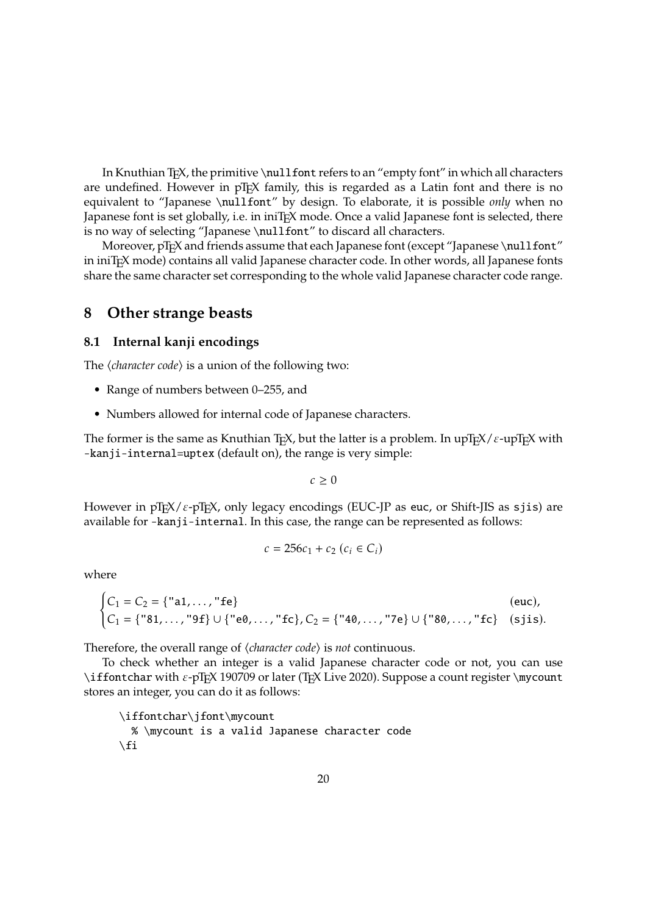In Knuthian TeX, the primitive `\nullfont` refers to an "empty font" in which all characters are undefined. However in pTeX family, this is regarded as a Latin font and there is no equivalent to "Japanese `\nullfont`" by design. To elaborate, it is possible *only* when no Japanese font is set globally, i.e. in iniTeX mode. Once a valid Japanese font is selected, there is no way of selecting "Japanese `\nullfont`" to discard all characters.

Moreover, pTeX and friends assume that each Japanese font (except "Japanese `\nullfont`" in iniTeX mode) contains all valid Japanese character code. In other words, all Japanese fonts share the same character set corresponding to the whole valid Japanese character code range.

## 8 Other strange beasts

### 8.1 Internal kanji encodings

The ⟨*character code*⟩ is a union of the following two:

- Range of numbers between 0–255, and
- Numbers allowed for internal code of Japanese characters.

The former is the same as Knuthian TeX, but the latter is a problem. In upTeX/ε-upTeX with `-kanji-internal=uptex` (default on), the range is very simple:

$$c \geq 0$$

However in pTeX/ε-pTeX, only legacy encodings (EUC-JP as `euc`, or Shift-JIS as `sjis`) are available for `-kanji-internal`. In this case, the range can be represented as follows:

$$c = 256c_1 + c_2 \ (c_i \in C_i)$$

where

$$\begin{cases} C_1 = C_2 = \{\texttt{"a1}, \ldots, \texttt{"fe}\} & (\texttt{euc}), \\ C_1 = \{\texttt{"81}, \ldots, \texttt{"9f}\} \cup \{\texttt{"e0}, \ldots, \texttt{"fc}\}, C_2 = \{\texttt{"40}, \ldots, \texttt{"7e}\} \cup \{\texttt{"80}, \ldots, \texttt{"fc}\} & (\texttt{sjis}). \end{cases}$$

Therefore, the overall range of ⟨*character code*⟩ is *not* continuous.

To check whether an integer is a valid Japanese character code or not, you can use `\iffontchar` with ε-pTeX 190709 or later (TeX Live 2020). Suppose a count register `\mycount` stores an integer, you can do it as follows:

```
\iffontchar\jfont\mycount
  % \mycount is a valid Japanese character code
\fi
```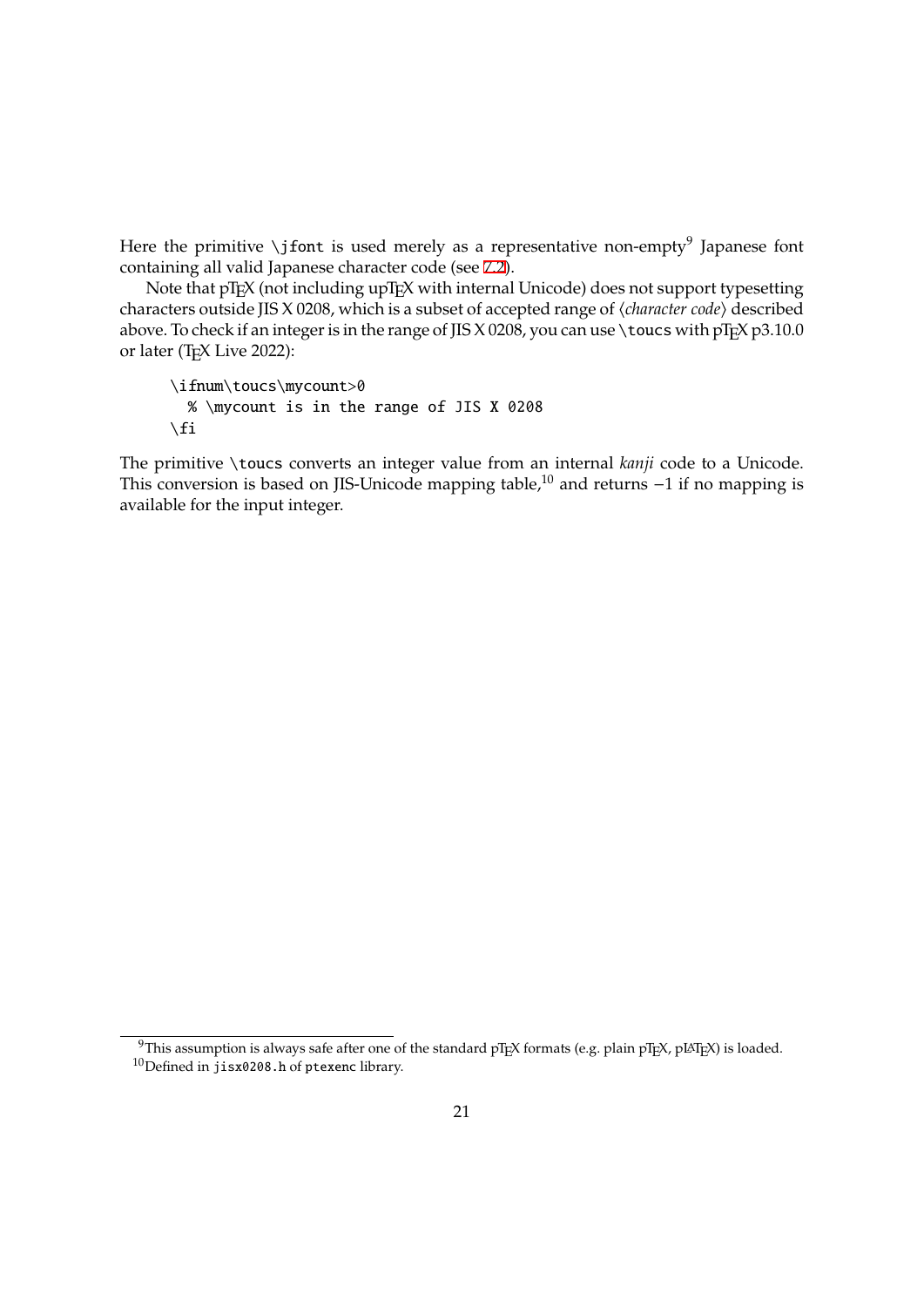Here the primitive `\jfont` is used merely as a representative non-empty[9] Japanese font containing all valid Japanese character code (see 7.2).

Note that pTEX (not including upTEX with internal Unicode) does not support typesetting characters outside JIS X 0208, which is a subset of accepted range of ⟨*character code*⟩ described above. To check if an integer is in the range of JIS X 0208, you can use `\toucs` with pTEX p3.10.0 or later (TEX Live 2022):

```
\ifnum\toucs\mycount>0
  % \mycount is in the range of JIS X 0208
\fi
```

The primitive `\toucs` converts an integer value from an internal *kanji* code to a Unicode. This conversion is based on JIS-Unicode mapping table,[10] and returns $-1$ if no mapping is available for the input integer.

---

[9] This assumption is always safe after one of the standard pTEX formats (e.g. plain pTEX, pLATEX) is loaded.

[10] Defined in `jisx0208.h` of `ptexenc` library.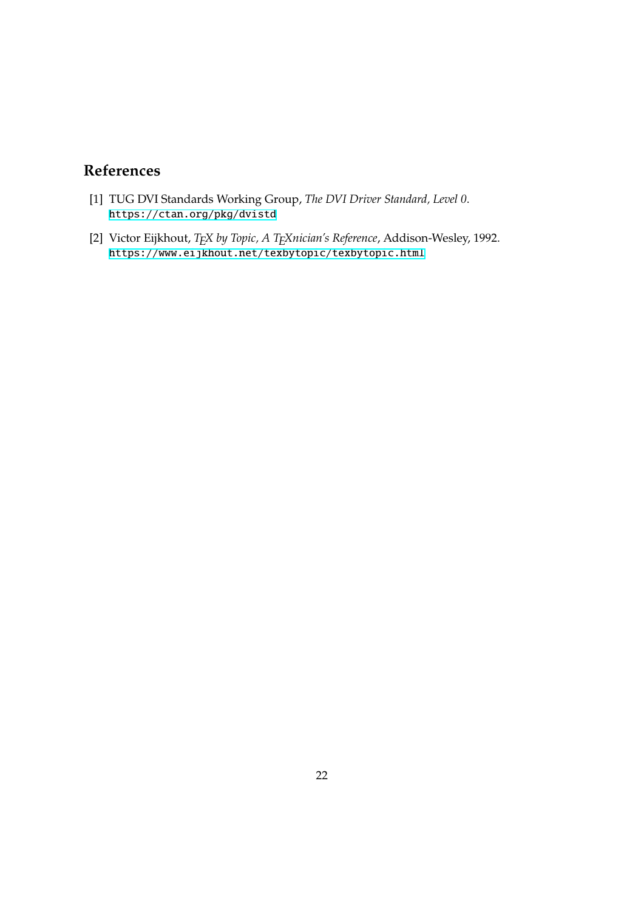## References

[1] TUG DVI Standards Working Group, *The DVI Driver Standard, Level 0*. https://ctan.org/pkg/dvistd

[2] Victor Eijkhout, *TEX by Topic, A TEXnician's Reference*, Addison-Wesley, 1992. https://www.eijkhout.net/texbytopic/texbytopic.html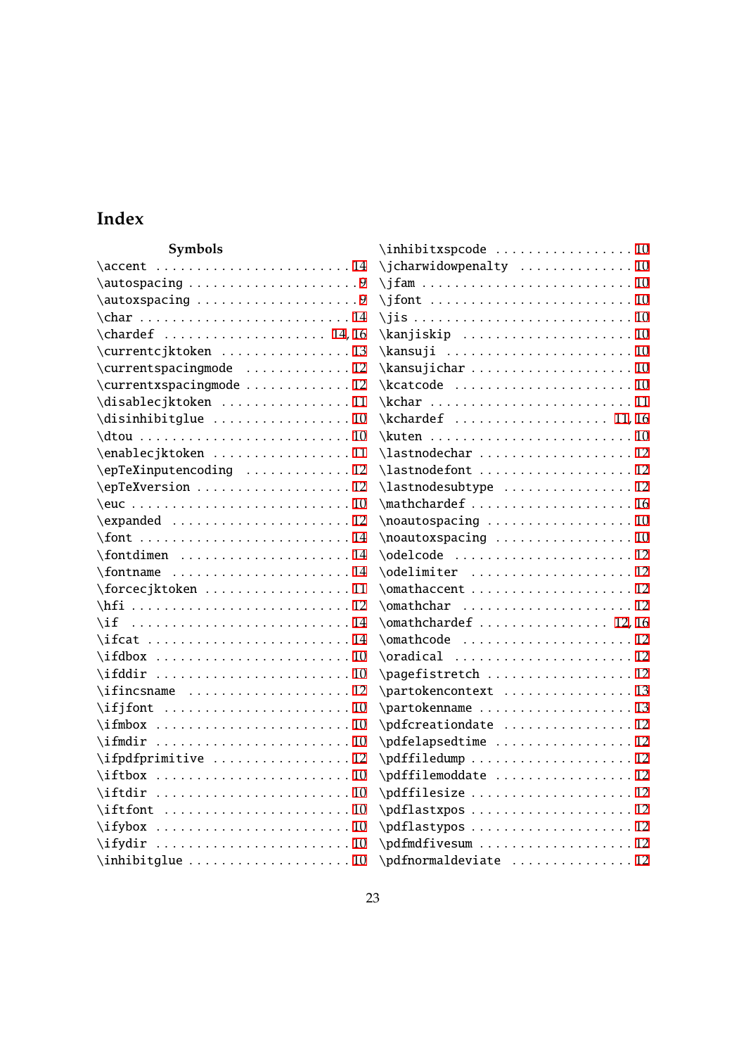# Index

### Symbols

\accent . . . . . . . . . . . . . . . . . . . . . . . . 14
\autospacing . . . . . . . . . . . . . . . . . . . . 9
\autoxspacing . . . . . . . . . . . . . . . . . . . 9
\char . . . . . . . . . . . . . . . . . . . . . . . . . 14
\chardef . . . . . . . . . . . . . . . . . . . 14, 16
\currentcjktoken . . . . . . . . . . . . . . . . 13
\currentspacingmode . . . . . . . . . . . . . 12
\currentxspacingmode . . . . . . . . . . . . 12
\disablecjktoken . . . . . . . . . . . . . . . . 11
\disinhibitglue . . . . . . . . . . . . . . . . . 10
\dtou . . . . . . . . . . . . . . . . . . . . . . . . . 10
\enablecjktoken . . . . . . . . . . . . . . . . . 11
\epTeXinputencoding . . . . . . . . . . . . . 12
\epTeXversion . . . . . . . . . . . . . . . . . . . 12
\euc . . . . . . . . . . . . . . . . . . . . . . . . . . 10
\expanded . . . . . . . . . . . . . . . . . . . . . . 12
\font . . . . . . . . . . . . . . . . . . . . . . . . . 14
\fontdimen . . . . . . . . . . . . . . . . . . . . . 14
\fontname . . . . . . . . . . . . . . . . . . . . . . 14
\forcecjktoken . . . . . . . . . . . . . . . . . . 11
\hfi . . . . . . . . . . . . . . . . . . . . . . . . . . 12
\if . . . . . . . . . . . . . . . . . . . . . . . . . . . 14
\ifcat . . . . . . . . . . . . . . . . . . . . . . . . 14
\ifdbox . . . . . . . . . . . . . . . . . . . . . . . 10
\ifddir . . . . . . . . . . . . . . . . . . . . . . . 10
\ifincsname . . . . . . . . . . . . . . . . . . . . 12
\ifjfont . . . . . . . . . . . . . . . . . . . . . . 10
\ifmbox . . . . . . . . . . . . . . . . . . . . . . . 10
\ifmdir . . . . . . . . . . . . . . . . . . . . . . . 10
\ifpdfprimitive . . . . . . . . . . . . . . . . . 12
\iftbox . . . . . . . . . . . . . . . . . . . . . . . 10
\iftdir . . . . . . . . . . . . . . . . . . . . . . . 10
\iftfont . . . . . . . . . . . . . . . . . . . . . . 10
\ifybox . . . . . . . . . . . . . . . . . . . . . . . 10
\ifydir . . . . . . . . . . . . . . . . . . . . . . . 10
\inhibitglue . . . . . . . . . . . . . . . . . . . 10
\inhibitxspcode . . . . . . . . . . . . . . . . . 10
\jcharwidowpenalty . . . . . . . . . . . . . . 10
\jfam . . . . . . . . . . . . . . . . . . . . . . . . . 10
\jfont . . . . . . . . . . . . . . . . . . . . . . . . 10
\jis . . . . . . . . . . . . . . . . . . . . . . . . . . 10
\kanjiskip . . . . . . . . . . . . . . . . . . . . . 10
\kansuji . . . . . . . . . . . . . . . . . . . . . . . 10
\kansujichar . . . . . . . . . . . . . . . . . . . 10
\kcatcode . . . . . . . . . . . . . . . . . . . . . . 10
\kchar . . . . . . . . . . . . . . . . . . . . . . . . 11
\kchardef . . . . . . . . . . . . . . . . . . . 11, 16
\kuten . . . . . . . . . . . . . . . . . . . . . . . . 10
\lastnodechar . . . . . . . . . . . . . . . . . . . 12
\lastnodefont . . . . . . . . . . . . . . . . . . . 12
\lastnodesubtype . . . . . . . . . . . . . . . . 12
\mathchardef . . . . . . . . . . . . . . . . . . . 16
\noautospacing . . . . . . . . . . . . . . . . . . 10
\noautoxspacing . . . . . . . . . . . . . . . . . 10
\odelcode . . . . . . . . . . . . . . . . . . . . . . 12
\odelimiter . . . . . . . . . . . . . . . . . . . . 12
\omathaccent . . . . . . . . . . . . . . . . . . . 12
\omathchar . . . . . . . . . . . . . . . . . . . . . 12
\omathchardef . . . . . . . . . . . . . . . 12, 16
\omathcode . . . . . . . . . . . . . . . . . . . . . 12
\oradical . . . . . . . . . . . . . . . . . . . . . . 12
\pagefistretch . . . . . . . . . . . . . . . . . . 12
\partokencontext . . . . . . . . . . . . . . . . 13
\partokenname . . . . . . . . . . . . . . . . . . . 13
\pdfcreationdate . . . . . . . . . . . . . . . . 12
\pdfelapsedtime . . . . . . . . . . . . . . . . . 12
\pdffiledump . . . . . . . . . . . . . . . . . . . 12
\pdffilemoddate . . . . . . . . . . . . . . . . . 12
\pdffilesize . . . . . . . . . . . . . . . . . . . 12
\pdflastxpos . . . . . . . . . . . . . . . . . . . 12
\pdflastypos . . . . . . . . . . . . . . . . . . . 12
\pdfmdfivesum . . . . . . . . . . . . . . . . . . 12
\pdfnormaldeviate . . . . . . . . . . . . . . . 12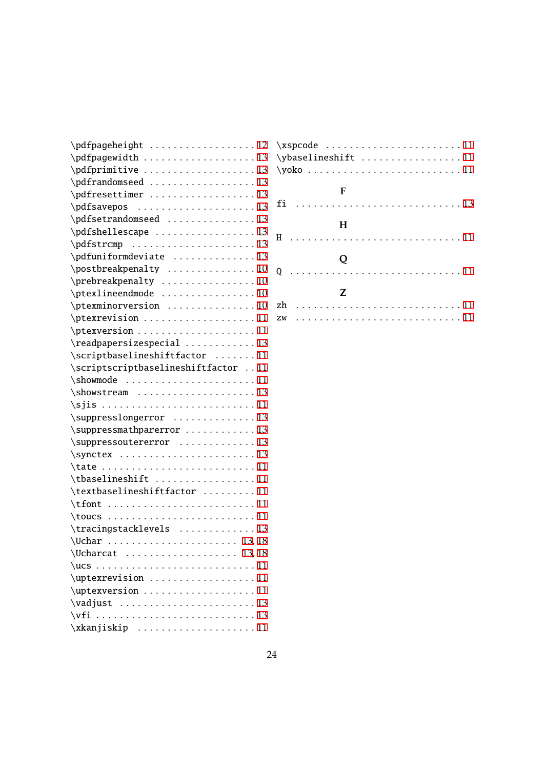\pdfpageheight . . . . . . . . . . . . . . . . . 12
\pdfpagewidth . . . . . . . . . . . . . . . . . . 13
\pdfprimitive . . . . . . . . . . . . . . . . . . 13
\pdfrandomseed . . . . . . . . . . . . . . . . . 13
\pdfresettimer . . . . . . . . . . . . . . . . . 13
\pdfsavepos . . . . . . . . . . . . . . . . . . . 13
\pdfsetrandomseed . . . . . . . . . . . . . . . 13
\pdfshellescape . . . . . . . . . . . . . . . . 13
\pdfstrcmp . . . . . . . . . . . . . . . . . . . 13
\pdfuniformdeviate . . . . . . . . . . . . . . 13
\postbreakpenalty . . . . . . . . . . . . . . . 10
\prebreakpenalty . . . . . . . . . . . . . . . . 10
\ptexlineendmode . . . . . . . . . . . . . . . . 10
\ptexminorversion . . . . . . . . . . . . . . . 10
\ptexrevision . . . . . . . . . . . . . . . . . . 11
\ptexversion . . . . . . . . . . . . . . . . . . 11
\readpapersizespecial . . . . . . . . . . . . 13
\scriptbaselineshiftfactor . . . . . . . 11
\scriptscriptbaselineshiftfactor . . 11
\showmode . . . . . . . . . . . . . . . . . . . . . 11
\showstream . . . . . . . . . . . . . . . . . . . 13
\sjis . . . . . . . . . . . . . . . . . . . . . . . . . 11
\suppresslongerror . . . . . . . . . . . . . . 13
\suppressmathparerror . . . . . . . . . . . . 13
\suppressoutererror . . . . . . . . . . . . . 13
\synctex . . . . . . . . . . . . . . . . . . . . . . 13
\tate . . . . . . . . . . . . . . . . . . . . . . . . . 11
\tbaselineshift . . . . . . . . . . . . . . . . . 11
\textbaselineshiftfactor . . . . . . . . . 11
\tfont . . . . . . . . . . . . . . . . . . . . . . . . 11
\toucs . . . . . . . . . . . . . . . . . . . . . . . . 11
\tracingstacklevels . . . . . . . . . . . . . 13
\Uchar . . . . . . . . . . . . . . . . . . . . . 13, 18
\Ucharcat . . . . . . . . . . . . . . . . . . . 13, 18
\ucs . . . . . . . . . . . . . . . . . . . . . . . . . . 11
\uptexrevision . . . . . . . . . . . . . . . . . 11
\uptexversion . . . . . . . . . . . . . . . . . . 11
\vadjust . . . . . . . . . . . . . . . . . . . . . . 13
\vfi . . . . . . . . . . . . . . . . . . . . . . . . . . 13
\xkanjiskip . . . . . . . . . . . . . . . . . . . 11
\xspcode . . . . . . . . . . . . . . . . . . . . . . 11
\ybaselineshift . . . . . . . . . . . . . . . . . 11
\yoko . . . . . . . . . . . . . . . . . . . . . . . . . 11

**F**

fi . . . . . . . . . . . . . . . . . . . . . . . . . . . 13

**H**

H . . . . . . . . . . . . . . . . . . . . . . . . . . . . 11

**Q**

Q . . . . . . . . . . . . . . . . . . . . . . . . . . . . 11

**Z**

zh . . . . . . . . . . . . . . . . . . . . . . . . . . . 11
zw . . . . . . . . . . . . . . . . . . . . . . . . . . . 11